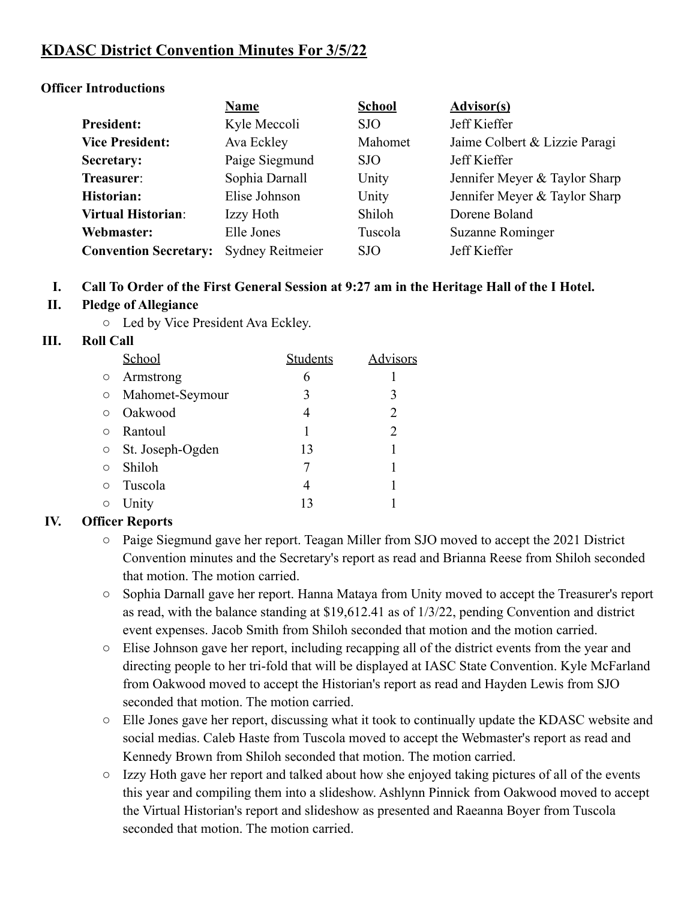# KDASC District Convention Minutes For 3/5/22

**Officer Introductions**

| | **Name** | **School** | **Advisor(s)** |
|---|---|---|---|
| **President:** | Kyle Meccoli | SJO | Jeff Kieffer |
| **Vice President:** | Ava Eckley | Mahomet | Jaime Colbert & Lizzie Paragi |
| **Secretary:** | Paige Siegmund | SJO | Jeff Kieffer |
| **Treasurer:** | Sophia Darnall | Unity | Jennifer Meyer & Taylor Sharp |
| **Historian:** | Elise Johnson | Unity | Jennifer Meyer & Taylor Sharp |
| **Virtual Historian:** | Izzy Hoth | Shiloh | Dorene Boland |
| **Webmaster:** | Elle Jones | Tuscola | Suzanne Rominger |
| **Convention Secretary:** | Sydney Reitmeier | SJO | Jeff Kieffer |

**I. Call To Order of the First General Session at 9:27 am in the Heritage Hall of the I Hotel.**

**II. Pledge of Allegiance**

- Led by Vice President Ava Eckley.

**III. Roll Call**

| School | Students | Advisors |
|---|---|---|
| Armstrong | 6 | 1 |
| Mahomet-Seymour | 3 | 3 |
| Oakwood | 4 | 2 |
| Rantoul | 1 | 2 |
| St. Joseph-Ogden | 13 | 1 |
| Shiloh | 7 | 1 |
| Tuscola | 4 | 1 |
| Unity | 13 | 1 |

**IV. Officer Reports**

- Paige Siegmund gave her report. Teagan Miller from SJO moved to accept the 2021 District Convention minutes and the Secretary's report as read and Brianna Reese from Shiloh seconded that motion. The motion carried.
- Sophia Darnall gave her report. Hanna Mataya from Unity moved to accept the Treasurer's report as read, with the balance standing at $19,612.41 as of 1/3/22, pending Convention and district event expenses. Jacob Smith from Shiloh seconded that motion and the motion carried.
- Elise Johnson gave her report, including recapping all of the district events from the year and directing people to her tri-fold that will be displayed at IASC State Convention. Kyle McFarland from Oakwood moved to accept the Historian's report as read and Hayden Lewis from SJO seconded that motion. The motion carried.
- Elle Jones gave her report, discussing what it took to continually update the KDASC website and social medias. Caleb Haste from Tuscola moved to accept the Webmaster's report as read and Kennedy Brown from Shiloh seconded that motion. The motion carried.
- Izzy Hoth gave her report and talked about how she enjoyed taking pictures of all of the events this year and compiling them into a slideshow. Ashlynn Pinnick from Oakwood moved to accept the Virtual Historian's report and slideshow as presented and Raeanna Boyer from Tuscola seconded that motion. The motion carried.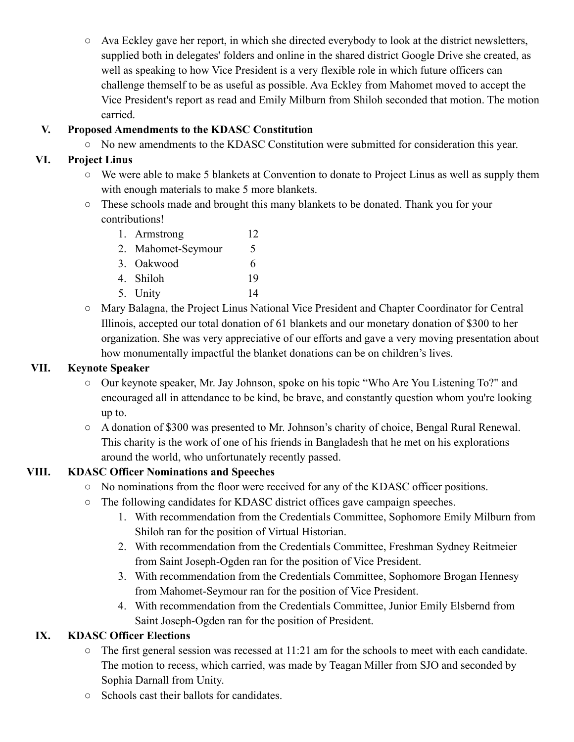- Ava Eckley gave her report, in which she directed everybody to look at the district newsletters, supplied both in delegates' folders and online in the shared district Google Drive she created, as well as speaking to how Vice President is a very flexible role in which future officers can challenge themself to be as useful as possible. Ava Eckley from Mahomet moved to accept the Vice President's report as read and Emily Milburn from Shiloh seconded that motion. The motion carried.

V. **Proposed Amendments to the KDASC Constitution**
   - No new amendments to the KDASC Constitution were submitted for consideration this year.

VI. **Project Linus**
   - We were able to make 5 blankets at Convention to donate to Project Linus as well as supply them with enough materials to make 5 more blankets.
   - These schools made and brought this many blankets to be donated. Thank you for your contributions!
     1. Armstrong 12
     2. Mahomet-Seymour 5
     3. Oakwood 6
     4. Shiloh 19
     5. Unity 14
   - Mary Balagna, the Project Linus National Vice President and Chapter Coordinator for Central Illinois, accepted our total donation of 61 blankets and our monetary donation of $300 to her organization. She was very appreciative of our efforts and gave a very moving presentation about how monumentally impactful the blanket donations can be on children's lives.

VII. **Keynote Speaker**
   - Our keynote speaker, Mr. Jay Johnson, spoke on his topic "Who Are You Listening To?" and encouraged all in attendance to be kind, be brave, and constantly question whom you're looking up to.
   - A donation of $300 was presented to Mr. Johnson's charity of choice, Bengal Rural Renewal. This charity is the work of one of his friends in Bangladesh that he met on his explorations around the world, who unfortunately recently passed.

VIII. **KDASC Officer Nominations and Speeches**
   - No nominations from the floor were received for any of the KDASC officer positions.
   - The following candidates for KDASC district offices gave campaign speeches.
     1. With recommendation from the Credentials Committee, Sophomore Emily Milburn from Shiloh ran for the position of Virtual Historian.
     2. With recommendation from the Credentials Committee, Freshman Sydney Reitmeier from Saint Joseph-Ogden ran for the position of Vice President.
     3. With recommendation from the Credentials Committee, Sophomore Brogan Hennesy from Mahomet-Seymour ran for the position of Vice President.
     4. With recommendation from the Credentials Committee, Junior Emily Elsbernd from Saint Joseph-Ogden ran for the position of President.

IX. **KDASC Officer Elections**
   - The first general session was recessed at 11:21 am for the schools to meet with each candidate. The motion to recess, which carried, was made by Teagan Miller from SJO and seconded by Sophia Darnall from Unity.
   - Schools cast their ballots for candidates.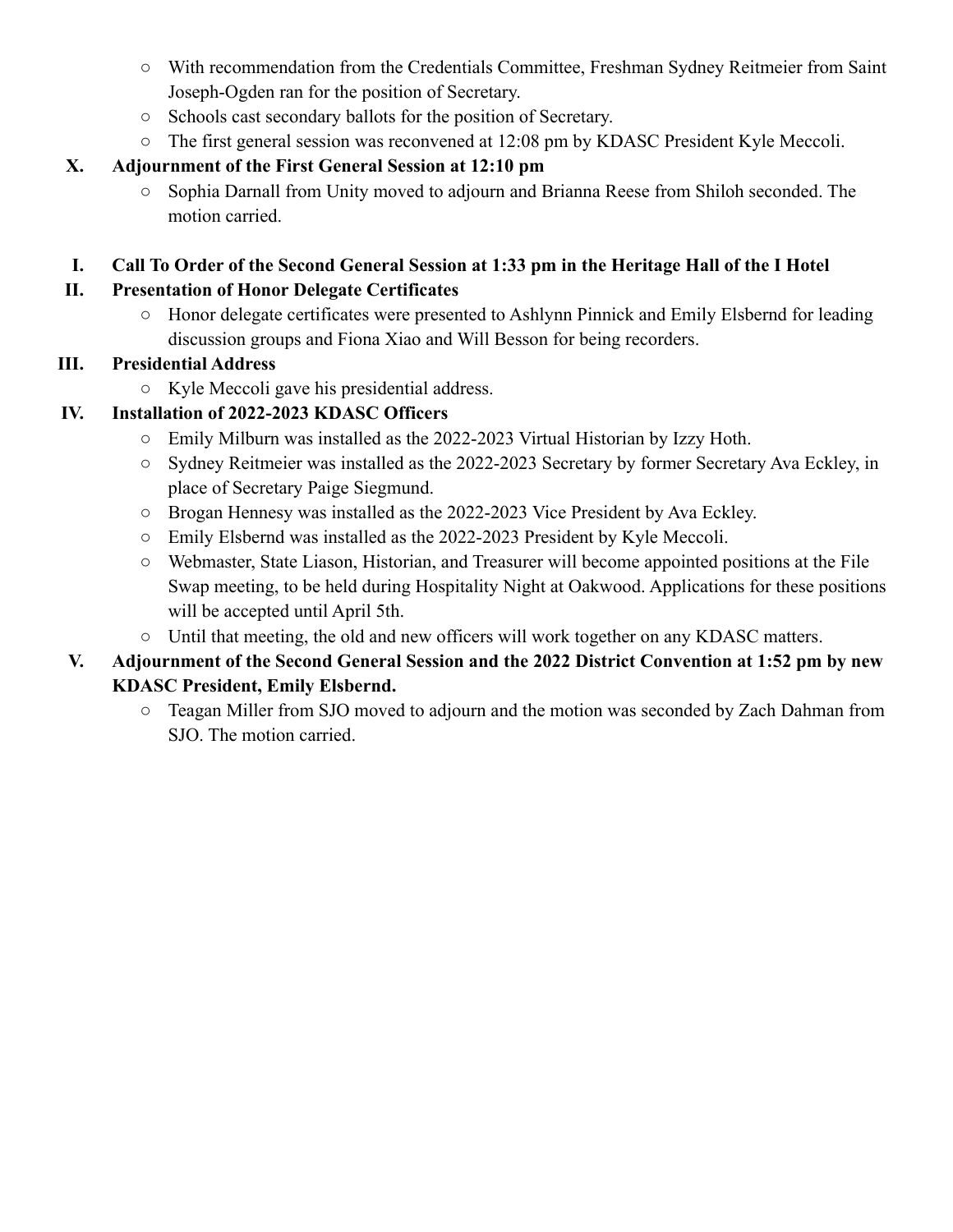- With recommendation from the Credentials Committee, Freshman Sydney Reitmeier from Saint Joseph-Ogden ran for the position of Secretary.
- Schools cast secondary ballots for the position of Secretary.
- The first general session was reconvened at 12:08 pm by KDASC President Kyle Meccoli.

**X. Adjournment of the First General Session at 12:10 pm**

- Sophia Darnall from Unity moved to adjourn and Brianna Reese from Shiloh seconded. The motion carried.

**I. Call To Order of the Second General Session at 1:33 pm in the Heritage Hall of the I Hotel**

**II. Presentation of Honor Delegate Certificates**

- Honor delegate certificates were presented to Ashlynn Pinnick and Emily Elsbernd for leading discussion groups and Fiona Xiao and Will Besson for being recorders.

**III. Presidential Address**

- Kyle Meccoli gave his presidential address.

**IV. Installation of 2022-2023 KDASC Officers**

- Emily Milburn was installed as the 2022-2023 Virtual Historian by Izzy Hoth.
- Sydney Reitmeier was installed as the 2022-2023 Secretary by former Secretary Ava Eckley, in place of Secretary Paige Siegmund.
- Brogan Hennesy was installed as the 2022-2023 Vice President by Ava Eckley.
- Emily Elsbernd was installed as the 2022-2023 President by Kyle Meccoli.
- Webmaster, State Liason, Historian, and Treasurer will become appointed positions at the File Swap meeting, to be held during Hospitality Night at Oakwood. Applications for these positions will be accepted until April 5th.
- Until that meeting, the old and new officers will work together on any KDASC matters.

**V. Adjournment of the Second General Session and the 2022 District Convention at 1:52 pm by new KDASC President, Emily Elsbernd.**

- Teagan Miller from SJO moved to adjourn and the motion was seconded by Zach Dahman from SJO. The motion carried.